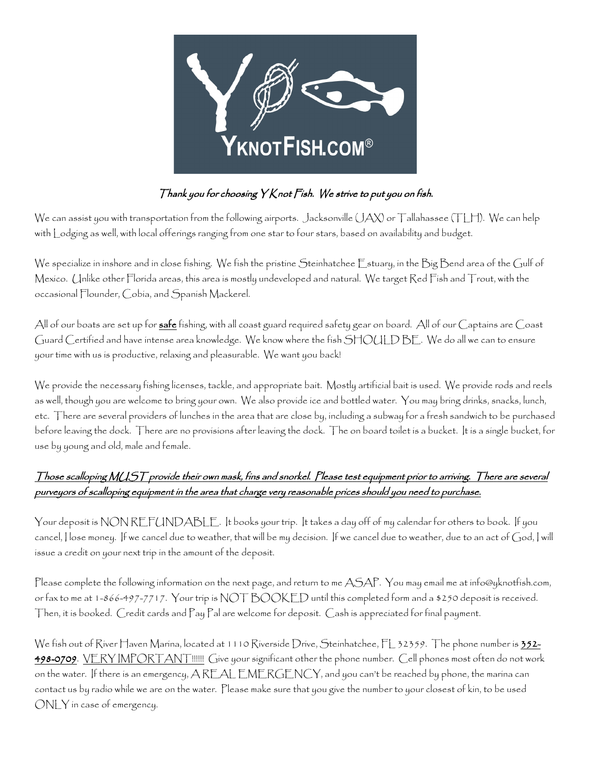YKNOTFISH.COM®

*Thank you for choosing Y Knot Fish. We strive to put you on fish.*

We can assist you with transportation from the following airports. Jacksonville (JAX) or Tallahassee (TLH). We can help with Lodging as well, with local offerings ranging from one star to four stars, based on availability and budget.

We specialize in inshore and in close fishing. We fish the pristine Steinhatchee Estuary, in the Big Bend area of the Gulf of Mexico. Unlike other Florida areas, this area is mostly undeveloped and natural. We target Red Fish and Trout, with the occasional Flounder, Cobia, and Spanish Mackerel.

All of our boats are set up for **safe** fishing, with all coast guard required safety gear on board. All of our Captains are Coast Guard Certified and have intense area knowledge. We know where the fish SHOULD BE. We do all we can to ensure your time with us is productive, relaxing and pleasurable. We want you back!

We provide the necessary fishing licenses, tackle, and appropriate bait. Mostly artificial bait is used. We provide rods and reels as well, though you are welcome to bring your own. We also provide ice and bottled water. You may bring drinks, snacks, lunch, etc. There are several providers of lunches in the area that are close by, including a subway for a fresh sandwich to be purchased before leaving the dock. There are no provisions after leaving the dock. The on board toilet is a bucket. It is a single bucket, for use by young and old, male and female.

***Those scalloping MUST provide their own mask, fins and snorkel. Please test equipment prior to arriving. There are several purveyors of scalloping equipment in the area that charge very reasonable prices should you need to purchase.***

Your deposit is NON REFUNDABLE. It books your trip. It takes a day off of my calendar for others to book. If you cancel, I lose money. If we cancel due to weather, that will be my decision. If we cancel due to weather, due to an act of God, I will issue a credit on your next trip in the amount of the deposit.

Please complete the following information on the next page, and return to me ASAP. You may email me at info@yknotfish.com, or fax to me at 1-866-497-7717. Your trip is NOT BOOKED until this completed form and a $250 deposit is received. Then, it is booked. Credit cards and Pay Pal are welcome for deposit. Cash is appreciated for final payment.

We fish out of River Haven Marina, located at 1110 Riverside Drive, Steinhatchee, FL 32359. The phone number is **352-498-0709**. VERY IMPORTANT!!!!!! Give your significant other the phone number. Cell phones most often do not work on the water. If there is an emergency, A REAL EMERGENCY, and you can't be reached by phone, the marina can contact us by radio while we are on the water. Please make sure that you give the number to your closest of kin, to be used ONLY in case of emergency.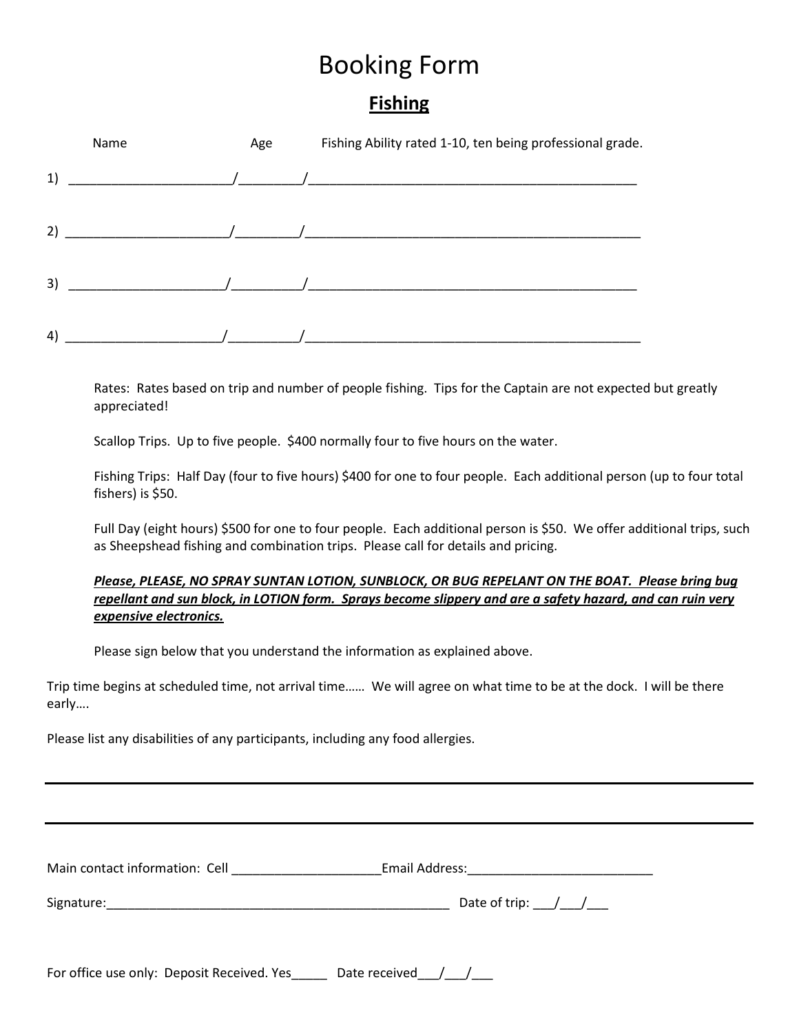# Booking Form

## Fishing

Name / Age / Fishing Ability rated 1-10, ten being professional grade.

1) _______________________/_________/_______________________________________________

2) _______________________/_________/_______________________________________________

3) _______________________/_________/_______________________________________________

4) _______________________/_________/_______________________________________________

Rates: Rates based on trip and number of people fishing. Tips for the Captain are not expected but greatly appreciated!

Scallop Trips. Up to five people. $400 normally four to five hours on the water.

Fishing Trips: Half Day (four to five hours) $400 for one to four people. Each additional person (up to four total fishers) is $50.

Full Day (eight hours) $500 for one to four people. Each additional person is $50. We offer additional trips, such as Sheepshead fishing and combination trips. Please call for details and pricing.

***Please, PLEASE, NO SPRAY SUNTAN LOTION, SUNBLOCK, OR BUG REPELANT ON THE BOAT. Please bring bug repellant and sun block, in LOTION form. Sprays become slippery and are a safety hazard, and can ruin very expensive electronics.***

Please sign below that you understand the information as explained above.

Trip time begins at scheduled time, not arrival time…… We will agree on what time to be at the dock. I will be there early….

Please list any disabilities of any participants, including any food allergies.

_______________________________________________________________________________

_______________________________________________________________________________

Main contact information: Cell _____________________Email Address:__________________________

Signature:__________________________________________________ Date of trip: ___/___/___

For office use only: Deposit Received. Yes_____ Date received___/___/___